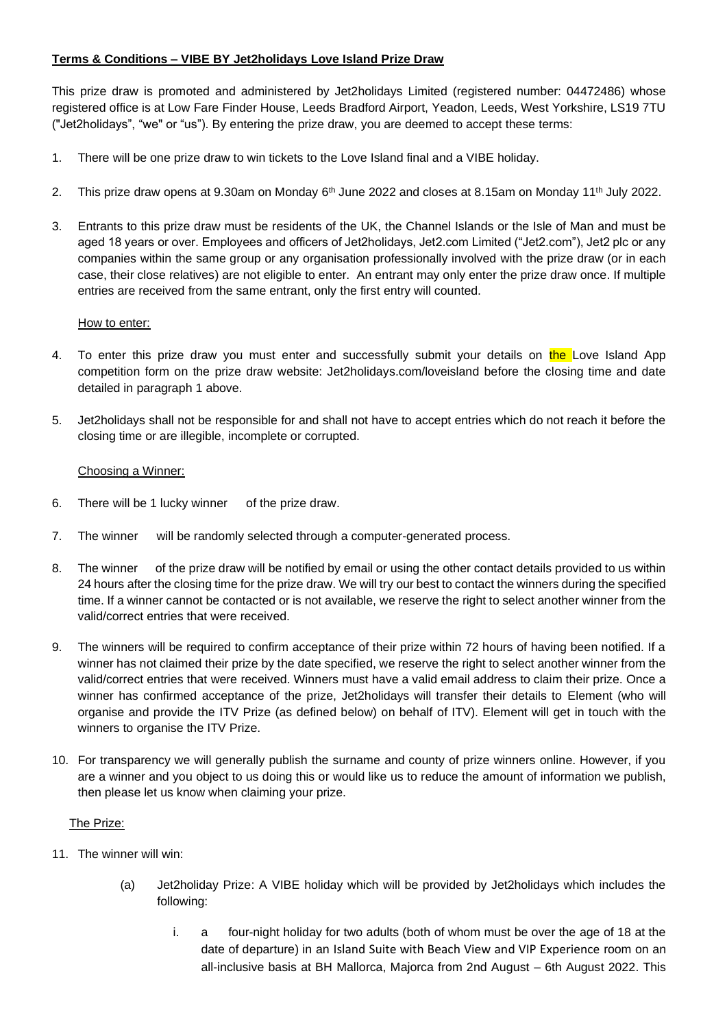**Terms & Conditions – VIBE BY Jet2holidays Love Island Prize Draw**

This prize draw is promoted and administered by Jet2holidays Limited (registered number: 04472486) whose registered office is at Low Fare Finder House, Leeds Bradford Airport, Yeadon, Leeds, West Yorkshire, LS19 7TU ("Jet2holidays", "we" or "us"). By entering the prize draw, you are deemed to accept these terms:

1. There will be one prize draw to win tickets to the Love Island final and a VIBE holiday.

2. This prize draw opens at 9.30am on Monday 6th June 2022 and closes at 8.15am on Monday 11th July 2022.

3. Entrants to this prize draw must be residents of the UK, the Channel Islands or the Isle of Man and must be aged 18 years or over. Employees and officers of Jet2holidays, Jet2.com Limited ("Jet2.com"), Jet2 plc or any companies within the same group or any organisation professionally involved with the prize draw (or in each case, their close relatives) are not eligible to enter. An entrant may only enter the prize draw once. If multiple entries are received from the same entrant, only the first entry will counted.

How to enter:

4. To enter this prize draw you must enter and successfully submit your details on the Love Island App competition form on the prize draw website: Jet2holidays.com/loveisland before the closing time and date detailed in paragraph 1 above.

5. Jet2holidays shall not be responsible for and shall not have to accept entries which do not reach it before the closing time or are illegible, incomplete or corrupted.

Choosing a Winner:

6. There will be 1 lucky winner of the prize draw.

7. The winner will be randomly selected through a computer-generated process.

8. The winner of the prize draw will be notified by email or using the other contact details provided to us within 24 hours after the closing time for the prize draw. We will try our best to contact the winners during the specified time. If a winner cannot be contacted or is not available, we reserve the right to select another winner from the valid/correct entries that were received.

9. The winners will be required to confirm acceptance of their prize within 72 hours of having been notified. If a winner has not claimed their prize by the date specified, we reserve the right to select another winner from the valid/correct entries that were received. Winners must have a valid email address to claim their prize. Once a winner has confirmed acceptance of the prize, Jet2holidays will transfer their details to Element (who will organise and provide the ITV Prize (as defined below) on behalf of ITV). Element will get in touch with the winners to organise the ITV Prize.

10. For transparency we will generally publish the surname and county of prize winners online. However, if you are a winner and you object to us doing this or would like us to reduce the amount of information we publish, then please let us know when claiming your prize.

The Prize:

11. The winner will win:

    (a) Jet2holiday Prize: A VIBE holiday which will be provided by Jet2holidays which includes the following:

        i. a four-night holiday for two adults (both of whom must be over the age of 18 at the date of departure) in an Island Suite with Beach View and VIP Experience room on an all-inclusive basis at BH Mallorca, Majorca from 2nd August – 6th August 2022. This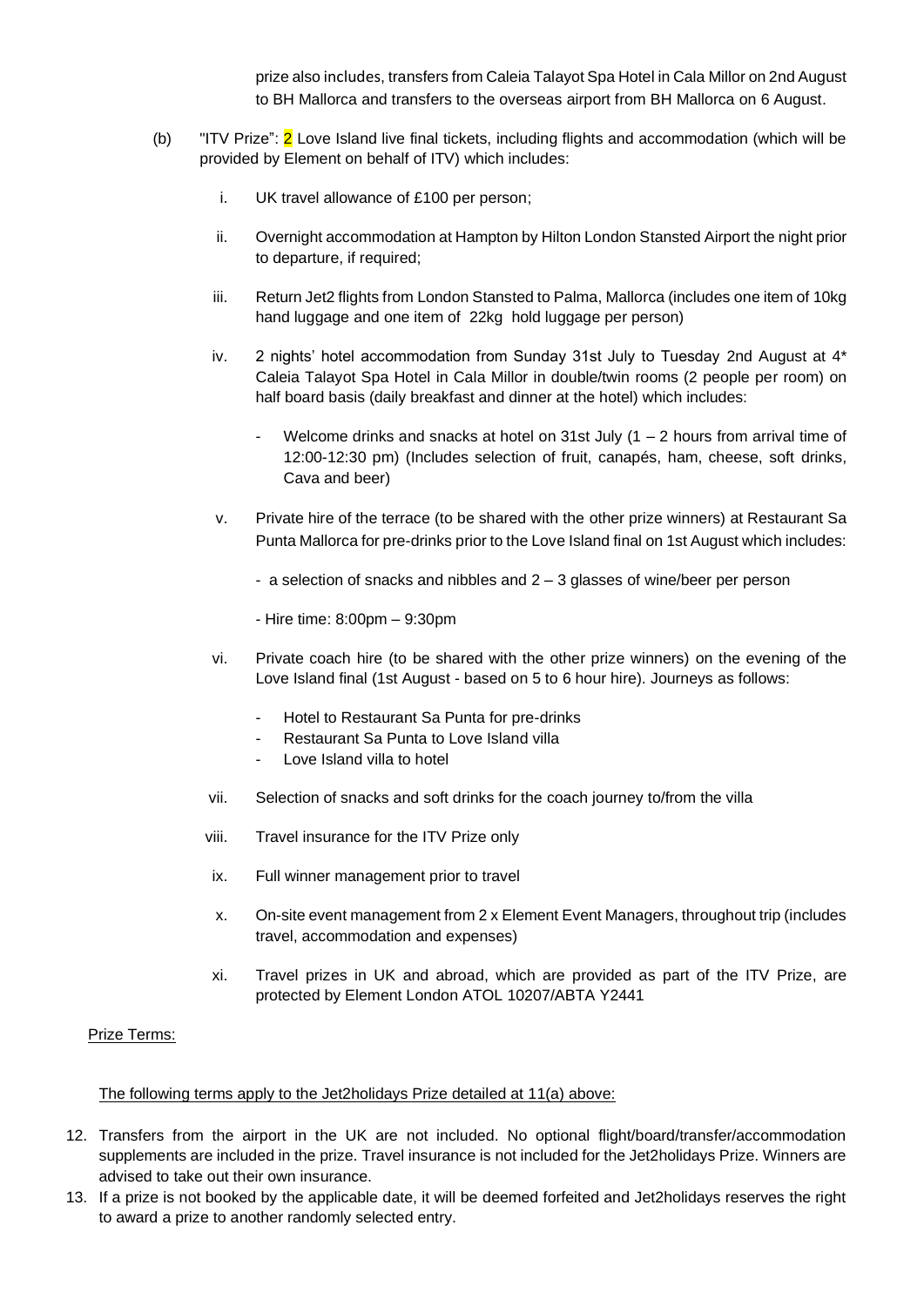prize also includes, transfers from Caleia Talayot Spa Hotel in Cala Millor on 2nd August to BH Mallorca and transfers to the overseas airport from BH Mallorca on 6 August.

(b) "ITV Prize": 2 Love Island live final tickets, including flights and accommodation (which will be provided by Element on behalf of ITV) which includes:

i. UK travel allowance of £100 per person;

ii. Overnight accommodation at Hampton by Hilton London Stansted Airport the night prior to departure, if required;

iii. Return Jet2 flights from London Stansted to Palma, Mallorca (includes one item of 10kg hand luggage and one item of 22kg hold luggage per person)

iv. 2 nights' hotel accommodation from Sunday 31st July to Tuesday 2nd August at 4* Caleia Talayot Spa Hotel in Cala Millor in double/twin rooms (2 people per room) on half board basis (daily breakfast and dinner at the hotel) which includes:

- Welcome drinks and snacks at hotel on 31st July (1 – 2 hours from arrival time of 12:00-12:30 pm) (Includes selection of fruit, canapés, ham, cheese, soft drinks, Cava and beer)

v. Private hire of the terrace (to be shared with the other prize winners) at Restaurant Sa Punta Mallorca for pre-drinks prior to the Love Island final on 1st August which includes:

- a selection of snacks and nibbles and 2 – 3 glasses of wine/beer per person

- Hire time: 8:00pm – 9:30pm

vi. Private coach hire (to be shared with the other prize winners) on the evening of the Love Island final (1st August - based on 5 to 6 hour hire). Journeys as follows:

- Hotel to Restaurant Sa Punta for pre-drinks
- Restaurant Sa Punta to Love Island villa
- Love Island villa to hotel

vii. Selection of snacks and soft drinks for the coach journey to/from the villa

viii. Travel insurance for the ITV Prize only

ix. Full winner management prior to travel

x. On-site event management from 2 x Element Event Managers, throughout trip (includes travel, accommodation and expenses)

xi. Travel prizes in UK and abroad, which are provided as part of the ITV Prize, are protected by Element London ATOL 10207/ABTA Y2441

Prize Terms:

The following terms apply to the Jet2holidays Prize detailed at 11(a) above:

12. Transfers from the airport in the UK are not included. No optional flight/board/transfer/accommodation supplements are included in the prize. Travel insurance is not included for the Jet2holidays Prize. Winners are advised to take out their own insurance.
13. If a prize is not booked by the applicable date, it will be deemed forfeited and Jet2holidays reserves the right to award a prize to another randomly selected entry.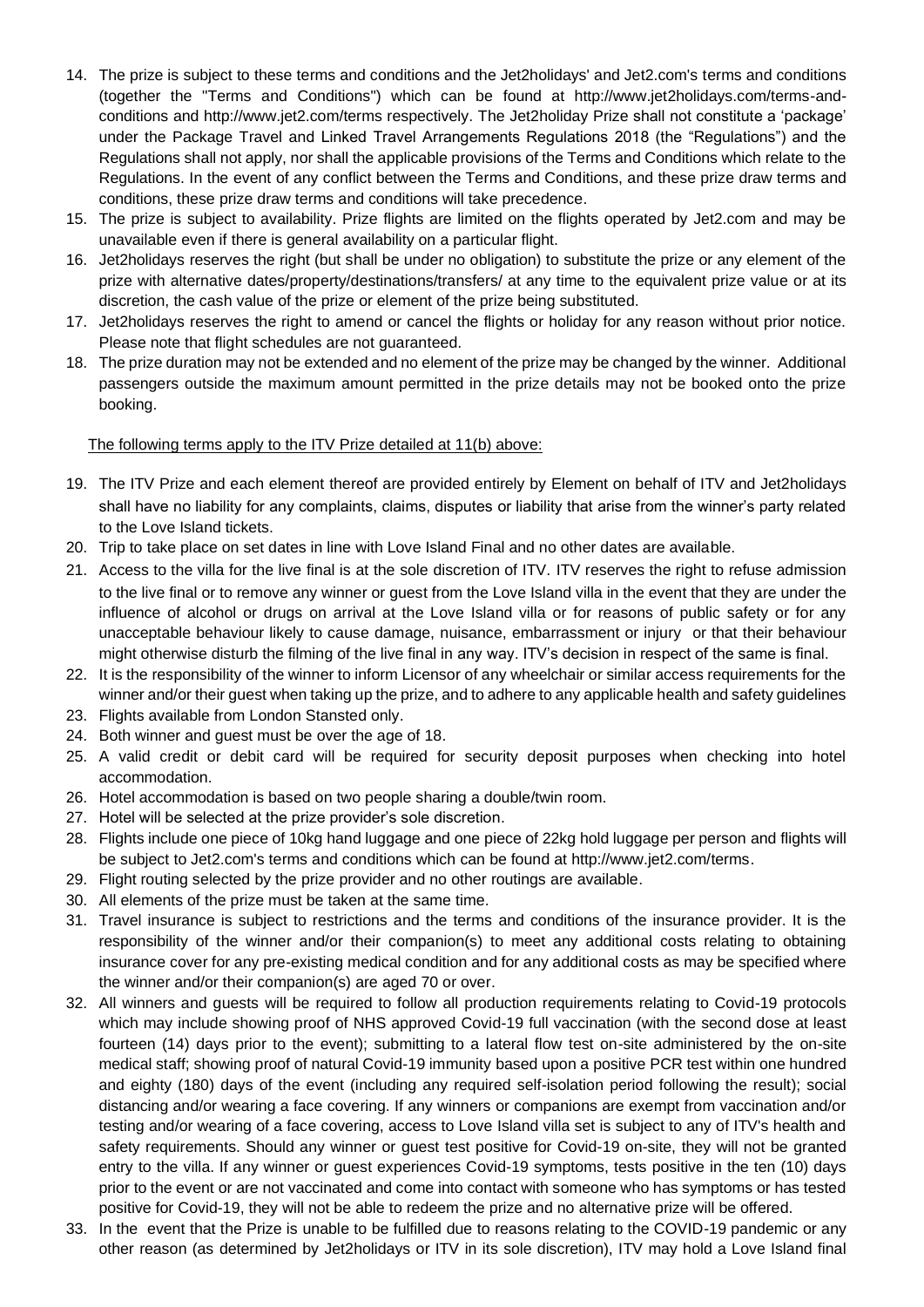14. The prize is subject to these terms and conditions and the Jet2holidays' and Jet2.com's terms and conditions (together the "Terms and Conditions") which can be found at http://www.jet2holidays.com/terms-and-conditions and http://www.jet2.com/terms respectively. The Jet2holiday Prize shall not constitute a 'package' under the Package Travel and Linked Travel Arrangements Regulations 2018 (the "Regulations") and the Regulations shall not apply, nor shall the applicable provisions of the Terms and Conditions which relate to the Regulations. In the event of any conflict between the Terms and Conditions, and these prize draw terms and conditions, these prize draw terms and conditions will take precedence.
15. The prize is subject to availability. Prize flights are limited on the flights operated by Jet2.com and may be unavailable even if there is general availability on a particular flight.
16. Jet2holidays reserves the right (but shall be under no obligation) to substitute the prize or any element of the prize with alternative dates/property/destinations/transfers/ at any time to the equivalent prize value or at its discretion, the cash value of the prize or element of the prize being substituted.
17. Jet2holidays reserves the right to amend or cancel the flights or holiday for any reason without prior notice. Please note that flight schedules are not guaranteed.
18. The prize duration may not be extended and no element of the prize may be changed by the winner. Additional passengers outside the maximum amount permitted in the prize details may not be booked onto the prize booking.

<u>The following terms apply to the ITV Prize detailed at 11(b) above:</u>

19. The ITV Prize and each element thereof are provided entirely by Element on behalf of ITV and Jet2holidays shall have no liability for any complaints, claims, disputes or liability that arise from the winner's party related to the Love Island tickets.
20. Trip to take place on set dates in line with Love Island Final and no other dates are available.
21. Access to the villa for the live final is at the sole discretion of ITV. ITV reserves the right to refuse admission to the live final or to remove any winner or guest from the Love Island villa in the event that they are under the influence of alcohol or drugs on arrival at the Love Island villa or for reasons of public safety or for any unacceptable behaviour likely to cause damage, nuisance, embarrassment or injury or that their behaviour might otherwise disturb the filming of the live final in any way. ITV's decision in respect of the same is final.
22. It is the responsibility of the winner to inform Licensor of any wheelchair or similar access requirements for the winner and/or their guest when taking up the prize, and to adhere to any applicable health and safety guidelines
23. Flights available from London Stansted only.
24. Both winner and guest must be over the age of 18.
25. A valid credit or debit card will be required for security deposit purposes when checking into hotel accommodation.
26. Hotel accommodation is based on two people sharing a double/twin room.
27. Hotel will be selected at the prize provider's sole discretion.
28. Flights include one piece of 10kg hand luggage and one piece of 22kg hold luggage per person and flights will be subject to Jet2.com's terms and conditions which can be found at http://www.jet2.com/terms.
29. Flight routing selected by the prize provider and no other routings are available.
30. All elements of the prize must be taken at the same time.
31. Travel insurance is subject to restrictions and the terms and conditions of the insurance provider. It is the responsibility of the winner and/or their companion(s) to meet any additional costs relating to obtaining insurance cover for any pre-existing medical condition and for any additional costs as may be specified where the winner and/or their companion(s) are aged 70 or over.
32. All winners and guests will be required to follow all production requirements relating to Covid-19 protocols which may include showing proof of NHS approved Covid-19 full vaccination (with the second dose at least fourteen (14) days prior to the event); submitting to a lateral flow test on-site administered by the on-site medical staff; showing proof of natural Covid-19 immunity based upon a positive PCR test within one hundred and eighty (180) days of the event (including any required self-isolation period following the result); social distancing and/or wearing a face covering. If any winners or companions are exempt from vaccination and/or testing and/or wearing of a face covering, access to Love Island villa set is subject to any of ITV's health and safety requirements. Should any winner or guest test positive for Covid-19 on-site, they will not be granted entry to the villa. If any winner or guest experiences Covid-19 symptoms, tests positive in the ten (10) days prior to the event or are not vaccinated and come into contact with someone who has symptoms or has tested positive for Covid-19, they will not be able to redeem the prize and no alternative prize will be offered.
33. In the event that the Prize is unable to be fulfilled due to reasons relating to the COVID-19 pandemic or any other reason (as determined by Jet2holidays or ITV in its sole discretion), ITV may hold a Love Island final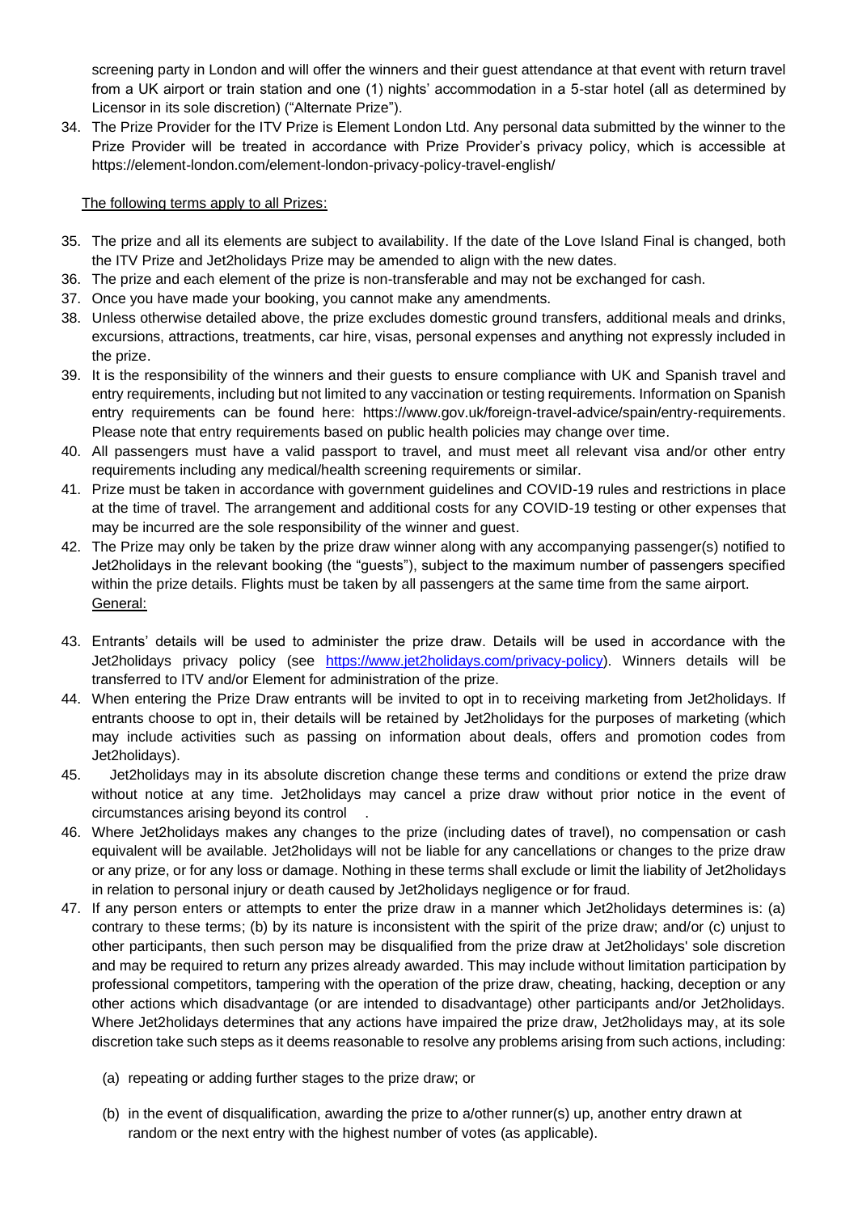screening party in London and will offer the winners and their guest attendance at that event with return travel from a UK airport or train station and one (1) nights' accommodation in a 5-star hotel (all as determined by Licensor in its sole discretion) ("Alternate Prize").

34. The Prize Provider for the ITV Prize is Element London Ltd. Any personal data submitted by the winner to the Prize Provider will be treated in accordance with Prize Provider's privacy policy, which is accessible at https://element-london.com/element-london-privacy-policy-travel-english/

The following terms apply to all Prizes:

35. The prize and all its elements are subject to availability. If the date of the Love Island Final is changed, both the ITV Prize and Jet2holidays Prize may be amended to align with the new dates.
36. The prize and each element of the prize is non-transferable and may not be exchanged for cash.
37. Once you have made your booking, you cannot make any amendments.
38. Unless otherwise detailed above, the prize excludes domestic ground transfers, additional meals and drinks, excursions, attractions, treatments, car hire, visas, personal expenses and anything not expressly included in the prize.
39. It is the responsibility of the winners and their guests to ensure compliance with UK and Spanish travel and entry requirements, including but not limited to any vaccination or testing requirements. Information on Spanish entry requirements can be found here: https://www.gov.uk/foreign-travel-advice/spain/entry-requirements. Please note that entry requirements based on public health policies may change over time.
40. All passengers must have a valid passport to travel, and must meet all relevant visa and/or other entry requirements including any medical/health screening requirements or similar.
41. Prize must be taken in accordance with government guidelines and COVID-19 rules and restrictions in place at the time of travel. The arrangement and additional costs for any COVID-19 testing or other expenses that may be incurred are the sole responsibility of the winner and guest.
42. The Prize may only be taken by the prize draw winner along with any accompanying passenger(s) notified to Jet2holidays in the relevant booking (the "guests"), subject to the maximum number of passengers specified within the prize details. Flights must be taken by all passengers at the same time from the same airport.

General:

43. Entrants' details will be used to administer the prize draw. Details will be used in accordance with the Jet2holidays privacy policy (see https://www.jet2holidays.com/privacy-policy). Winners details will be transferred to ITV and/or Element for administration of the prize.
44. When entering the Prize Draw entrants will be invited to opt in to receiving marketing from Jet2holidays. If entrants choose to opt in, their details will be retained by Jet2holidays for the purposes of marketing (which may include activities such as passing on information about deals, offers and promotion codes from Jet2holidays).
45. Jet2holidays may in its absolute discretion change these terms and conditions or extend the prize draw without notice at any time. Jet2holidays may cancel a prize draw without prior notice in the event of circumstances arising beyond its control .
46. Where Jet2holidays makes any changes to the prize (including dates of travel), no compensation or cash equivalent will be available. Jet2holidays will not be liable for any cancellations or changes to the prize draw or any prize, or for any loss or damage. Nothing in these terms shall exclude or limit the liability of Jet2holidays in relation to personal injury or death caused by Jet2holidays negligence or for fraud.
47. If any person enters or attempts to enter the prize draw in a manner which Jet2holidays determines is: (a) contrary to these terms; (b) by its nature is inconsistent with the spirit of the prize draw; and/or (c) unjust to other participants, then such person may be disqualified from the prize draw at Jet2holidays' sole discretion and may be required to return any prizes already awarded. This may include without limitation participation by professional competitors, tampering with the operation of the prize draw, cheating, hacking, deception or any other actions which disadvantage (or are intended to disadvantage) other participants and/or Jet2holidays. Where Jet2holidays determines that any actions have impaired the prize draw, Jet2holidays may, at its sole discretion take such steps as it deems reasonable to resolve any problems arising from such actions, including:

    (a) repeating or adding further stages to the prize draw; or

    (b) in the event of disqualification, awarding the prize to a/other runner(s) up, another entry drawn at random or the next entry with the highest number of votes (as applicable).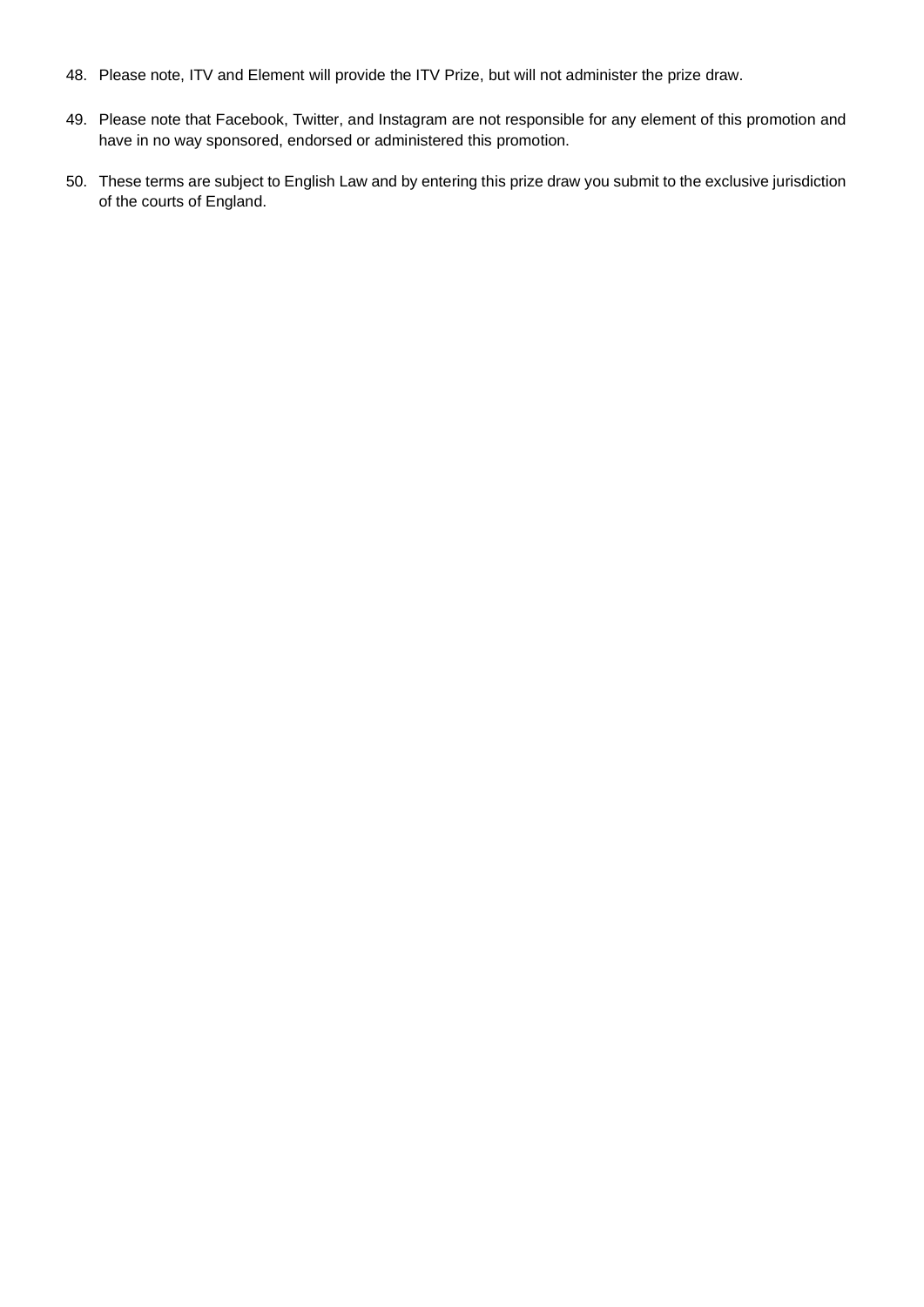48. Please note, ITV and Element will provide the ITV Prize, but will not administer the prize draw.

49. Please note that Facebook, Twitter, and Instagram are not responsible for any element of this promotion and have in no way sponsored, endorsed or administered this promotion.

50. These terms are subject to English Law and by entering this prize draw you submit to the exclusive jurisdiction of the courts of England.